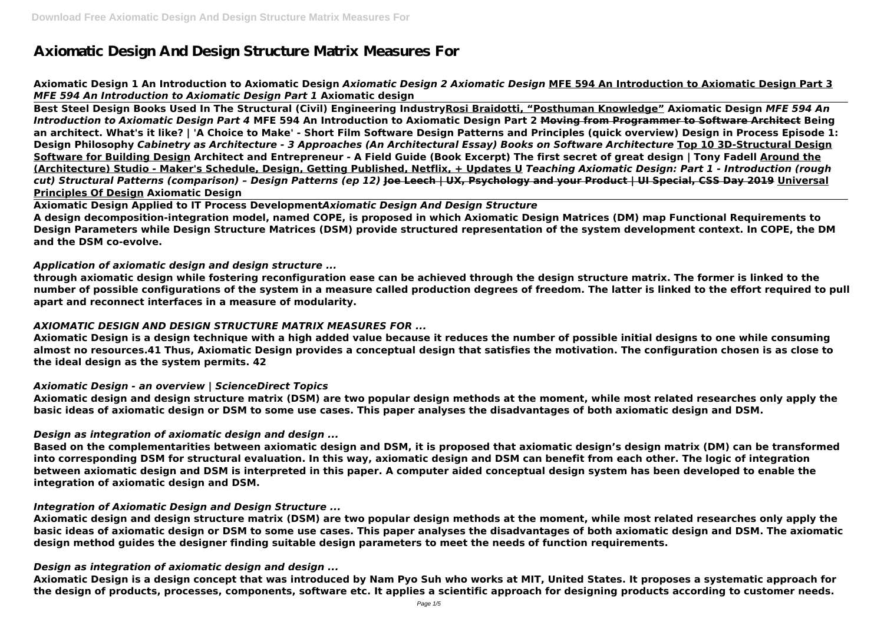# Axiomatic Design And Design Structure Matrix Measures For

**Axiomatic Design 1 An Introduction to Axiomatic Design** ***Axiomatic Design 2 Axiomatic Design*** **MFE 594 An Introduction to Axiomatic Design Part 3** ***MFE 594 An Introduction to Axiomatic Design Part 1*** **Axiomatic design**

**Best Steel Design Books Used In The Structural (Civil) Engineering Industry** **Rosi Braidotti, "Posthuman Knowledge"** **Axiomatic Design** ***MFE 594 An Introduction to Axiomatic Design Part 4*** **MFE 594 An Introduction to Axiomatic Design Part 2** **~~Moving from Programmer to Software Architect~~** **Being an architect. What's it like? | 'A Choice to Make' - Short Film Software Design Patterns and Principles (quick overview) Design in Process Episode 1: Design Philosophy** ***Cabinetry as Architecture - 3 Approaches (An Architectural Essay) Books on Software Architecture*** **Top 10 3D-Structural Design Software for Building Design** **Architect and Entrepreneur - A Field Guide (Book Excerpt) The first secret of great design | Tony Fadell** **Around the (Architecture) Studio - Maker's Schedule, Design, Getting Published, Netflix, + Updates U** ***Teaching Axiomatic Design: Part 1 - Introduction (rough cut) Structural Patterns (comparison) – Design Patterns (ep 12)*** **~~Joe Leech | UX, Psychology and your Product | UI Special, CSS Day 2019~~** **Universal Principles Of Design** **Axiomatic Design**

**Axiomatic Design Applied to IT Process Development** ***Axiomatic Design And Design Structure***

**A design decomposition-integration model, named COPE, is proposed in which Axiomatic Design Matrices (DM) map Functional Requirements to Design Parameters while Design Structure Matrices (DSM) provide structured representation of the system development context. In COPE, the DM and the DSM co-evolve.**

## *Application of axiomatic design and design structure ...*

**through axiomatic design while fostering reconfiguration ease can be achieved through the design structure matrix. The former is linked to the number of possible configurations of the system in a measure called production degrees of freedom. The latter is linked to the effort required to pull apart and reconnect interfaces in a measure of modularity.**

## *AXIOMATIC DESIGN AND DESIGN STRUCTURE MATRIX MEASURES FOR ...*

**Axiomatic Design is a design technique with a high added value because it reduces the number of possible initial designs to one while consuming almost no resources.41 Thus, Axiomatic Design provides a conceptual design that satisfies the motivation. The configuration chosen is as close to the ideal design as the system permits. 42**

## *Axiomatic Design - an overview | ScienceDirect Topics*

**Axiomatic design and design structure matrix (DSM) are two popular design methods at the moment, while most related researches only apply the basic ideas of axiomatic design or DSM to some use cases. This paper analyses the disadvantages of both axiomatic design and DSM.**

## *Design as integration of axiomatic design and design ...*

**Based on the complementarities between axiomatic design and DSM, it is proposed that axiomatic design's design matrix (DM) can be transformed into corresponding DSM for structural evaluation. In this way, axiomatic design and DSM can benefit from each other. The logic of integration between axiomatic design and DSM is interpreted in this paper. A computer aided conceptual design system has been developed to enable the integration of axiomatic design and DSM.**

## *Integration of Axiomatic Design and Design Structure ...*

**Axiomatic design and design structure matrix (DSM) are two popular design methods at the moment, while most related researches only apply the basic ideas of axiomatic design or DSM to some use cases. This paper analyses the disadvantages of both axiomatic design and DSM. The axiomatic design method guides the designer finding suitable design parameters to meet the needs of function requirements.**

## *Design as integration of axiomatic design and design ...*

**Axiomatic Design is a design concept that was introduced by Nam Pyo Suh who works at MIT, United States. It proposes a systematic approach for the design of products, processes, components, software etc. It applies a scientific approach for designing products according to customer needs.**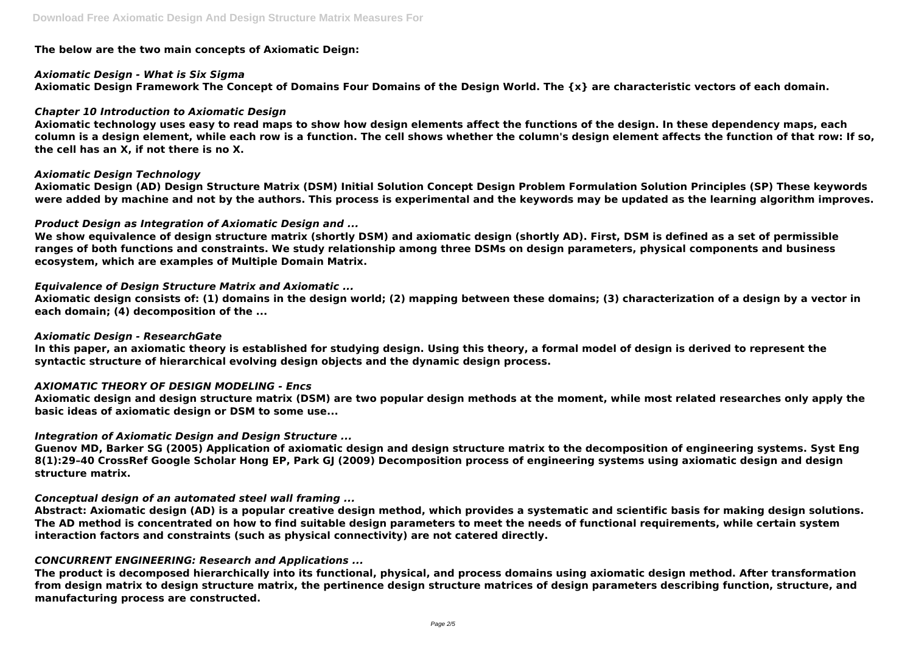**The below are the two main concepts of Axiomatic Deign:**

### *Axiomatic Design - What is Six Sigma*

**Axiomatic Design Framework The Concept of Domains Four Domains of the Design World. The {x} are characteristic vectors of each domain.**

### *Chapter 10 Introduction to Axiomatic Design*

**Axiomatic technology uses easy to read maps to show how design elements affect the functions of the design. In these dependency maps, each column is a design element, while each row is a function. The cell shows whether the column's design element affects the function of that row: If so, the cell has an X, if not there is no X.**

### *Axiomatic Design Technology*

**Axiomatic Design (AD) Design Structure Matrix (DSM) Initial Solution Concept Design Problem Formulation Solution Principles (SP) These keywords were added by machine and not by the authors. This process is experimental and the keywords may be updated as the learning algorithm improves.**

### *Product Design as Integration of Axiomatic Design and ...*

**We show equivalence of design structure matrix (shortly DSM) and axiomatic design (shortly AD). First, DSM is defined as a set of permissible ranges of both functions and constraints. We study relationship among three DSMs on design parameters, physical components and business ecosystem, which are examples of Multiple Domain Matrix.**

### *Equivalence of Design Structure Matrix and Axiomatic ...*

**Axiomatic design consists of: (1) domains in the design world; (2) mapping between these domains; (3) characterization of a design by a vector in each domain; (4) decomposition of the ...**

### *Axiomatic Design - ResearchGate*

**In this paper, an axiomatic theory is established for studying design. Using this theory, a formal model of design is derived to represent the syntactic structure of hierarchical evolving design objects and the dynamic design process.**

### *AXIOMATIC THEORY OF DESIGN MODELING - Encs*

**Axiomatic design and design structure matrix (DSM) are two popular design methods at the moment, while most related researches only apply the basic ideas of axiomatic design or DSM to some use...**

### *Integration of Axiomatic Design and Design Structure ...*

**Guenov MD, Barker SG (2005) Application of axiomatic design and design structure matrix to the decomposition of engineering systems. Syst Eng 8(1):29–40 CrossRef Google Scholar Hong EP, Park GJ (2009) Decomposition process of engineering systems using axiomatic design and design structure matrix.**

### *Conceptual design of an automated steel wall framing ...*

**Abstract: Axiomatic design (AD) is a popular creative design method, which provides a systematic and scientific basis for making design solutions. The AD method is concentrated on how to find suitable design parameters to meet the needs of functional requirements, while certain system interaction factors and constraints (such as physical connectivity) are not catered directly.**

### *CONCURRENT ENGINEERING: Research and Applications ...*

**The product is decomposed hierarchically into its functional, physical, and process domains using axiomatic design method. After transformation from design matrix to design structure matrix, the pertinence design structure matrices of design parameters describing function, structure, and manufacturing process are constructed.**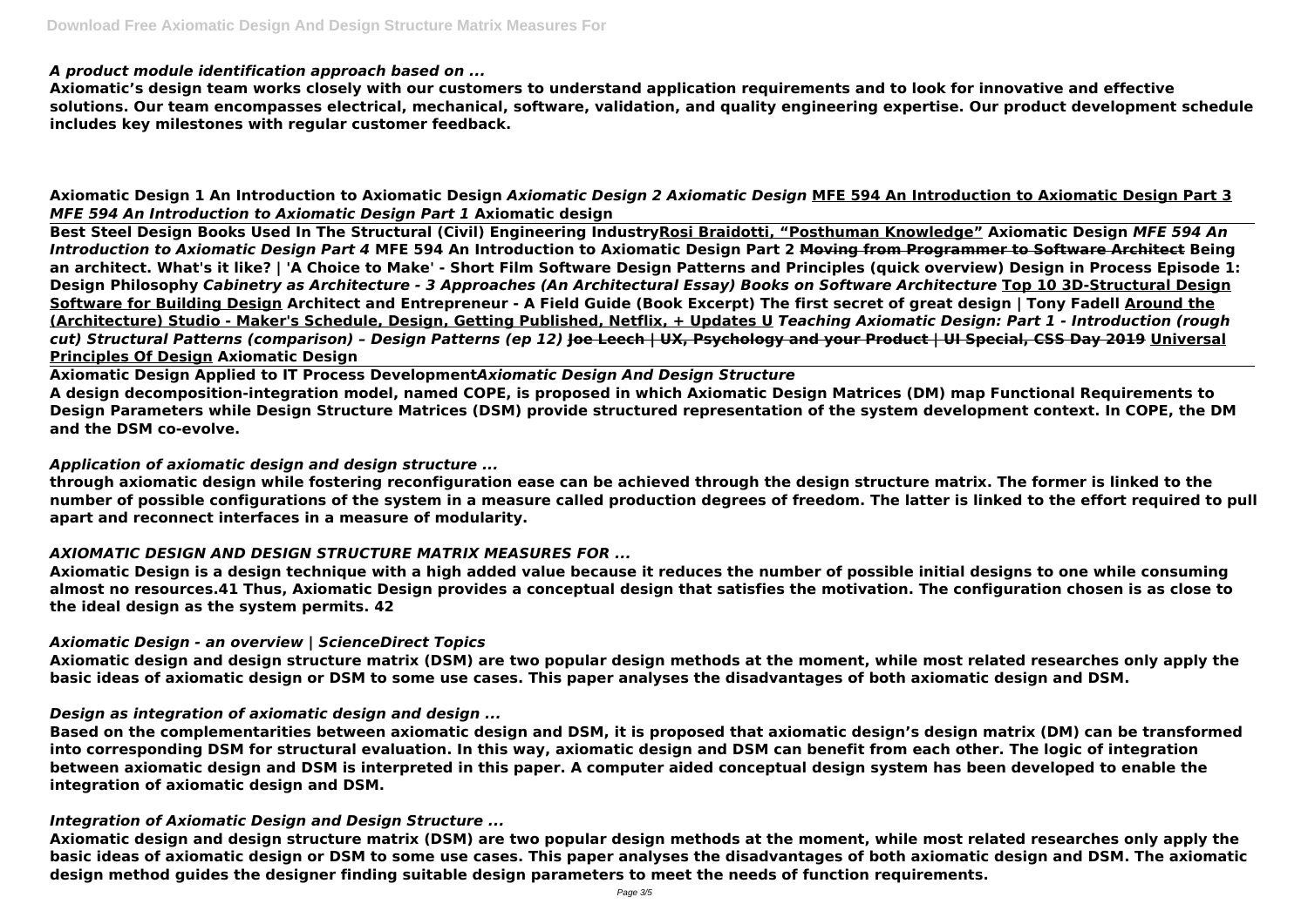*A product module identification approach based on ...*

**Axiomatic's design team works closely with our customers to understand application requirements and to look for innovative and effective solutions. Our team encompasses electrical, mechanical, software, validation, and quality engineering expertise. Our product development schedule includes key milestones with regular customer feedback.**

**Axiomatic Design 1 An Introduction to Axiomatic Design** ***Axiomatic Design 2 Axiomatic Design*** **MFE 594 An Introduction to Axiomatic Design Part 3** ***MFE 594 An Introduction to Axiomatic Design Part 1*** **Axiomatic design**

**Best Steel Design Books Used In The Structural (Civil) Engineering Industry** **Rosi Braidotti, "Posthuman Knowledge"** **Axiomatic Design** ***MFE 594 An Introduction to Axiomatic Design Part 4*** **MFE 594 An Introduction to Axiomatic Design Part 2** ~~**Moving from Programmer to Software Architect**~~ **Being an architect. What's it like? | 'A Choice to Make' - Short Film Software Design Patterns and Principles (quick overview) Design in Process Episode 1: Design Philosophy** ***Cabinetry as Architecture - 3 Approaches (An Architectural Essay) Books on Software Architecture*** **Top 10 3D-Structural Design Software for Building Design** **Architect and Entrepreneur - A Field Guide (Book Excerpt) The first secret of great design | Tony Fadell** **Around the (Architecture) Studio - Maker's Schedule, Design, Getting Published, Netflix, + Updates U** ***Teaching Axiomatic Design: Part 1 - Introduction (rough cut) Structural Patterns (comparison) – Design Patterns (ep 12)*** ~~**Joe Leech | UX, Psychology and your Product | UI Special, CSS Day 2019**~~ **Universal Principles Of Design** **Axiomatic Design**

**Axiomatic Design Applied to IT Process Development** ***Axiomatic Design And Design Structure***

**A design decomposition-integration model, named COPE, is proposed in which Axiomatic Design Matrices (DM) map Functional Requirements to Design Parameters while Design Structure Matrices (DSM) provide structured representation of the system development context. In COPE, the DM and the DSM co-evolve.**

*Application of axiomatic design and design structure ...*

**through axiomatic design while fostering reconfiguration ease can be achieved through the design structure matrix. The former is linked to the number of possible configurations of the system in a measure called production degrees of freedom. The latter is linked to the effort required to pull apart and reconnect interfaces in a measure of modularity.**

*AXIOMATIC DESIGN AND DESIGN STRUCTURE MATRIX MEASURES FOR ...*

**Axiomatic Design is a design technique with a high added value because it reduces the number of possible initial designs to one while consuming almost no resources.41 Thus, Axiomatic Design provides a conceptual design that satisfies the motivation. The configuration chosen is as close to the ideal design as the system permits. 42**

*Axiomatic Design - an overview | ScienceDirect Topics*

**Axiomatic design and design structure matrix (DSM) are two popular design methods at the moment, while most related researches only apply the basic ideas of axiomatic design or DSM to some use cases. This paper analyses the disadvantages of both axiomatic design and DSM.**

*Design as integration of axiomatic design and design ...*

**Based on the complementarities between axiomatic design and DSM, it is proposed that axiomatic design's design matrix (DM) can be transformed into corresponding DSM for structural evaluation. In this way, axiomatic design and DSM can benefit from each other. The logic of integration between axiomatic design and DSM is interpreted in this paper. A computer aided conceptual design system has been developed to enable the integration of axiomatic design and DSM.**

*Integration of Axiomatic Design and Design Structure ...*

**Axiomatic design and design structure matrix (DSM) are two popular design methods at the moment, while most related researches only apply the basic ideas of axiomatic design or DSM to some use cases. This paper analyses the disadvantages of both axiomatic design and DSM. The axiomatic design method guides the designer finding suitable design parameters to meet the needs of function requirements.**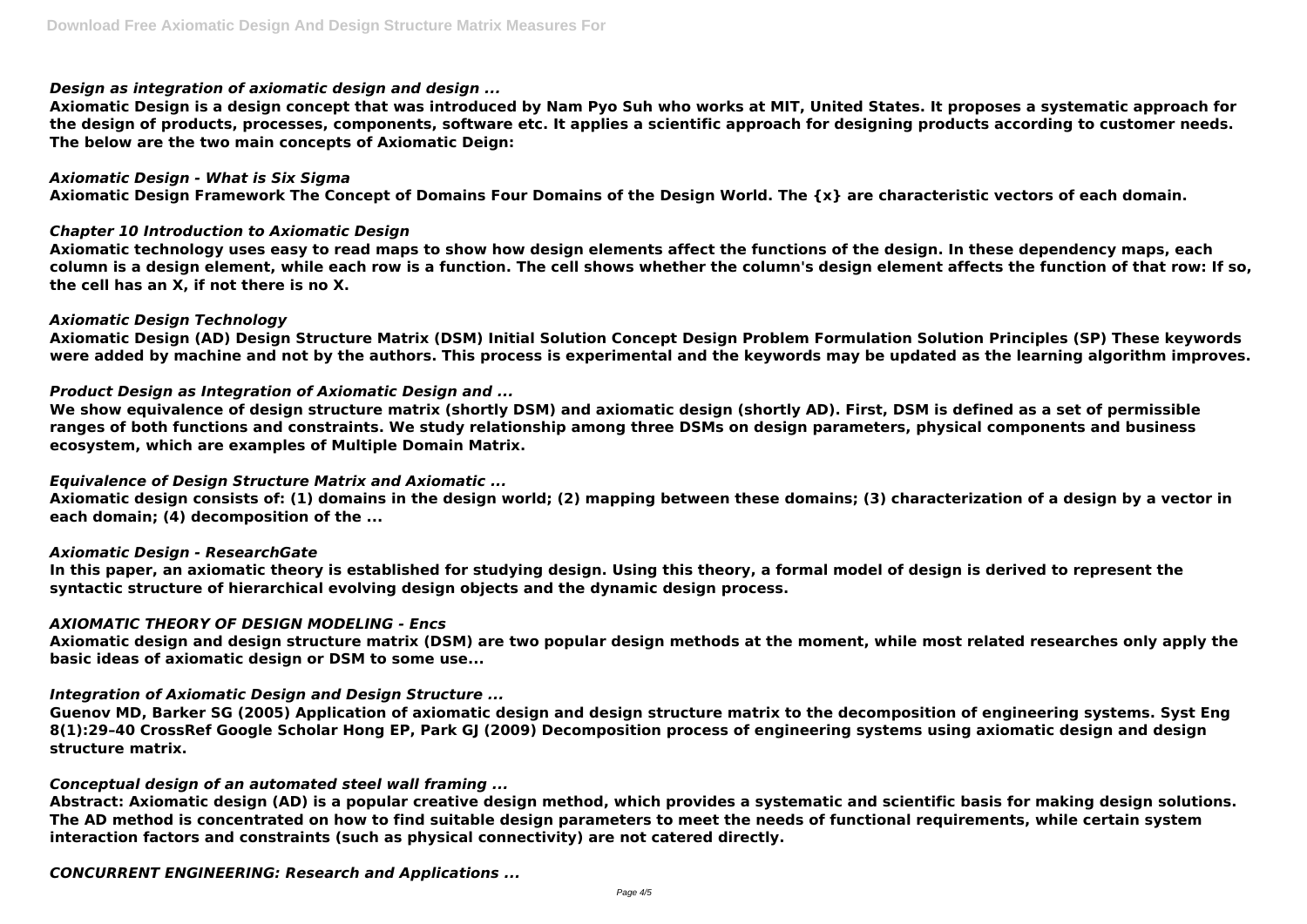*Design as integration of axiomatic design and design ...*

**Axiomatic Design is a design concept that was introduced by Nam Pyo Suh who works at MIT, United States. It proposes a systematic approach for the design of products, processes, components, software etc. It applies a scientific approach for designing products according to customer needs. The below are the two main concepts of Axiomatic Deign:**

*Axiomatic Design - What is Six Sigma*

**Axiomatic Design Framework The Concept of Domains Four Domains of the Design World. The {x} are characteristic vectors of each domain.**

*Chapter 10 Introduction to Axiomatic Design*

**Axiomatic technology uses easy to read maps to show how design elements affect the functions of the design. In these dependency maps, each column is a design element, while each row is a function. The cell shows whether the column's design element affects the function of that row: If so, the cell has an X, if not there is no X.**

*Axiomatic Design Technology*

**Axiomatic Design (AD) Design Structure Matrix (DSM) Initial Solution Concept Design Problem Formulation Solution Principles (SP) These keywords were added by machine and not by the authors. This process is experimental and the keywords may be updated as the learning algorithm improves.**

*Product Design as Integration of Axiomatic Design and ...*

**We show equivalence of design structure matrix (shortly DSM) and axiomatic design (shortly AD). First, DSM is defined as a set of permissible ranges of both functions and constraints. We study relationship among three DSMs on design parameters, physical components and business ecosystem, which are examples of Multiple Domain Matrix.**

*Equivalence of Design Structure Matrix and Axiomatic ...*

**Axiomatic design consists of: (1) domains in the design world; (2) mapping between these domains; (3) characterization of a design by a vector in each domain; (4) decomposition of the ...**

*Axiomatic Design - ResearchGate*

**In this paper, an axiomatic theory is established for studying design. Using this theory, a formal model of design is derived to represent the syntactic structure of hierarchical evolving design objects and the dynamic design process.**

*AXIOMATIC THEORY OF DESIGN MODELING - Encs*

**Axiomatic design and design structure matrix (DSM) are two popular design methods at the moment, while most related researches only apply the basic ideas of axiomatic design or DSM to some use...**

*Integration of Axiomatic Design and Design Structure ...*

**Guenov MD, Barker SG (2005) Application of axiomatic design and design structure matrix to the decomposition of engineering systems. Syst Eng 8(1):29–40 CrossRef Google Scholar Hong EP, Park GJ (2009) Decomposition process of engineering systems using axiomatic design and design structure matrix.**

*Conceptual design of an automated steel wall framing ...*

**Abstract: Axiomatic design (AD) is a popular creative design method, which provides a systematic and scientific basis for making design solutions. The AD method is concentrated on how to find suitable design parameters to meet the needs of functional requirements, while certain system interaction factors and constraints (such as physical connectivity) are not catered directly.**

*CONCURRENT ENGINEERING: Research and Applications ...*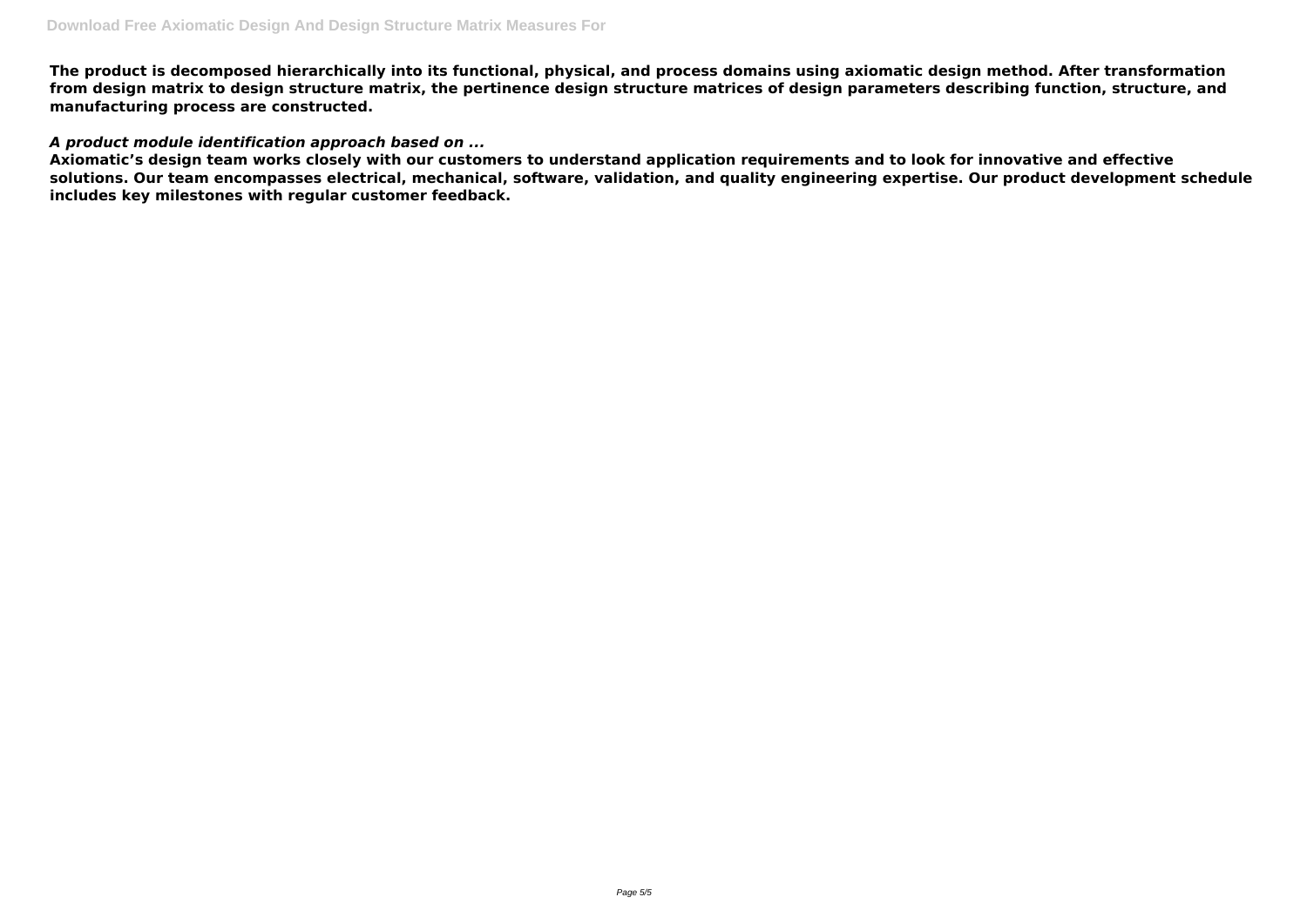**The product is decomposed hierarchically into its functional, physical, and process domains using axiomatic design method. After transformation from design matrix to design structure matrix, the pertinence design structure matrices of design parameters describing function, structure, and manufacturing process are constructed.**

***A product module identification approach based on ...***

**Axiomatic's design team works closely with our customers to understand application requirements and to look for innovative and effective solutions. Our team encompasses electrical, mechanical, software, validation, and quality engineering expertise. Our product development schedule includes key milestones with regular customer feedback.**